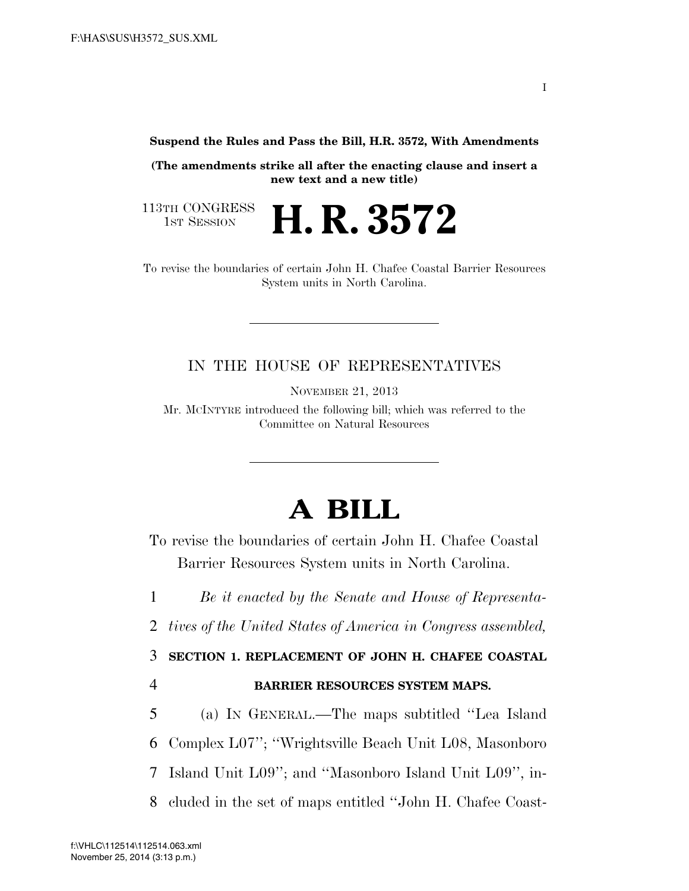**Suspend the Rules and Pass the Bill, H.R. 3572, With Amendments**

**(The amendments strike all after the enacting clause and insert a new text and a new title)**

113TH CONGRESS
1ST SESSION

# H. R. 3572

To revise the boundaries of certain John H. Chafee Coastal Barrier Resources System units in North Carolina.

IN THE HOUSE OF REPRESENTATIVES

NOVEMBER 21, 2013

Mr. MCINTYRE introduced the following bill; which was referred to the Committee on Natural Resources

# A BILL

To revise the boundaries of certain John H. Chafee Coastal Barrier Resources System units in North Carolina.

1 *Be it enacted by the Senate and House of Representa-*
2 *tives of the United States of America in Congress assembled,*

3 **SECTION 1. REPLACEMENT OF JOHN H. CHAFEE COASTAL**
4 **BARRIER RESOURCES SYSTEM MAPS.**

5 (a) IN GENERAL.—The maps subtitled ''Lea Island
6 Complex L07''; ''Wrightsville Beach Unit L08, Masonboro
7 Island Unit L09''; and ''Masonboro Island Unit L09'', in-
8 cluded in the set of maps entitled ''John H. Chafee Coast-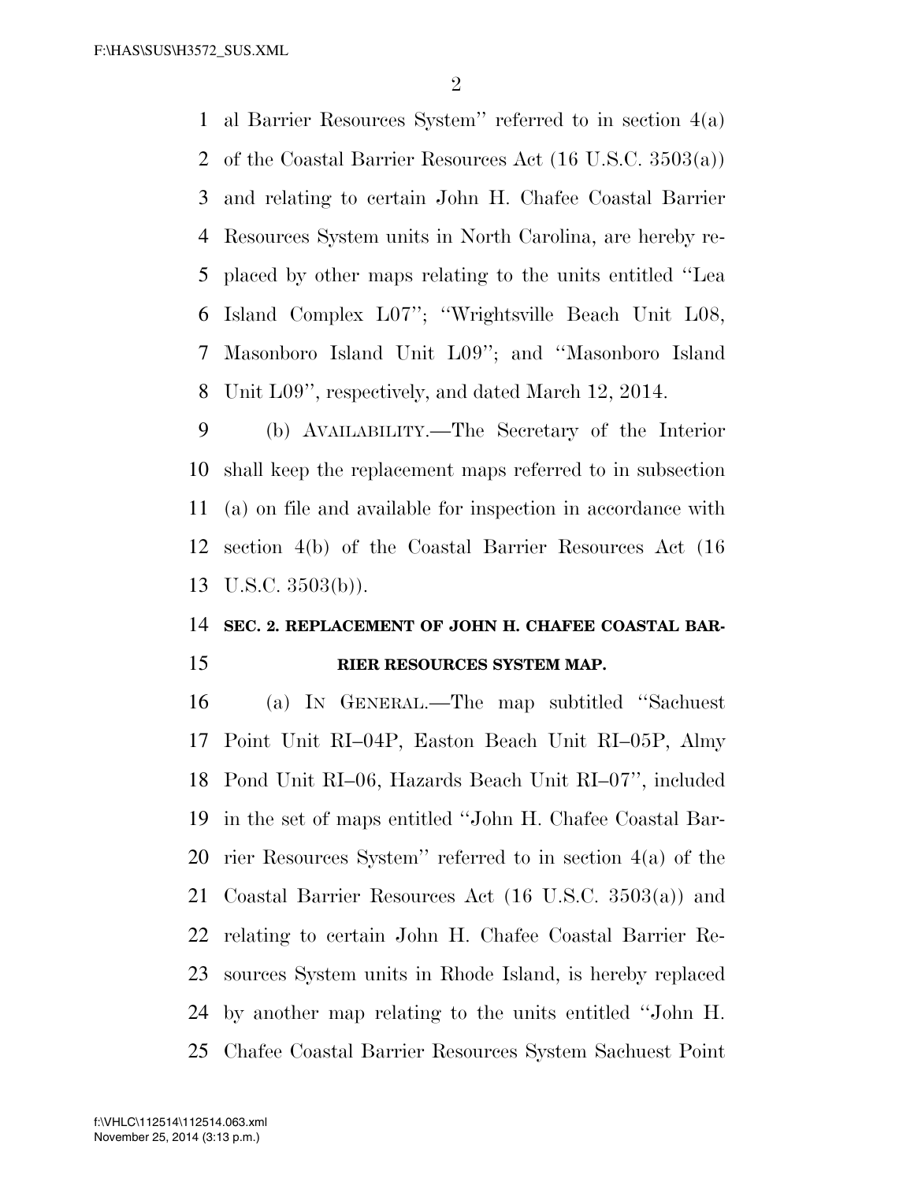al Barrier Resources System'' referred to in section 4(a) of the Coastal Barrier Resources Act (16 U.S.C. 3503(a)) and relating to certain John H. Chafee Coastal Barrier Resources System units in North Carolina, are hereby replaced by other maps relating to the units entitled ''Lea Island Complex L07''; ''Wrightsville Beach Unit L08, Masonboro Island Unit L09''; and ''Masonboro Island Unit L09'', respectively, and dated March 12, 2014.

(b) AVAILABILITY.—The Secretary of the Interior shall keep the replacement maps referred to in subsection (a) on file and available for inspection in accordance with section 4(b) of the Coastal Barrier Resources Act (16 U.S.C. 3503(b)).

**SEC. 2. REPLACEMENT OF JOHN H. CHAFEE COASTAL BARRIER RESOURCES SYSTEM MAP.**

(a) IN GENERAL.—The map subtitled ''Sachuest Point Unit RI–04P, Easton Beach Unit RI–05P, Almy Pond Unit RI–06, Hazards Beach Unit RI–07'', included in the set of maps entitled ''John H. Chafee Coastal Barrier Resources System'' referred to in section 4(a) of the Coastal Barrier Resources Act (16 U.S.C. 3503(a)) and relating to certain John H. Chafee Coastal Barrier Resources System units in Rhode Island, is hereby replaced by another map relating to the units entitled ''John H. Chafee Coastal Barrier Resources System Sachuest Point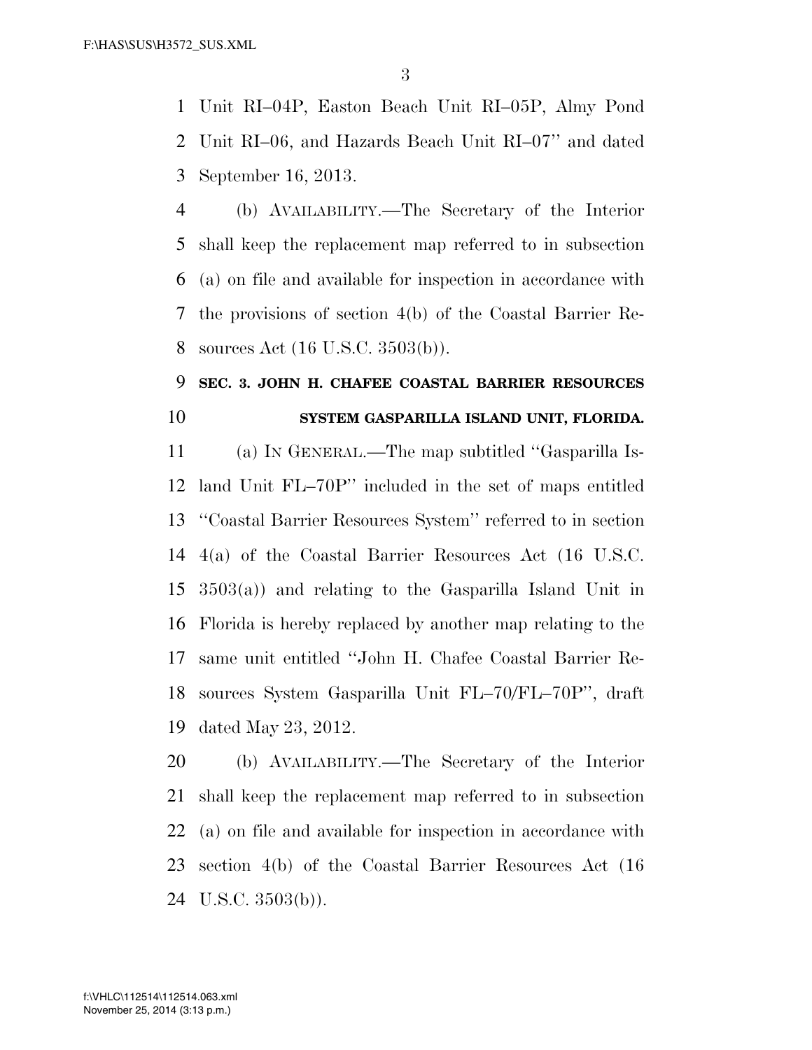Unit RI–04P, Easton Beach Unit RI–05P, Almy Pond Unit RI–06, and Hazards Beach Unit RI–07'' and dated September 16, 2013.

(b) AVAILABILITY.—The Secretary of the Interior shall keep the replacement map referred to in subsection (a) on file and available for inspection in accordance with the provisions of section 4(b) of the Coastal Barrier Resources Act (16 U.S.C. 3503(b)).

**SEC. 3. JOHN H. CHAFEE COASTAL BARRIER RESOURCES SYSTEM GASPARILLA ISLAND UNIT, FLORIDA.**

(a) IN GENERAL.—The map subtitled ''Gasparilla Island Unit FL–70P'' included in the set of maps entitled ''Coastal Barrier Resources System'' referred to in section 4(a) of the Coastal Barrier Resources Act (16 U.S.C. 3503(a)) and relating to the Gasparilla Island Unit in Florida is hereby replaced by another map relating to the same unit entitled ''John H. Chafee Coastal Barrier Resources System Gasparilla Unit FL–70/FL–70P'', draft dated May 23, 2012.

(b) AVAILABILITY.—The Secretary of the Interior shall keep the replacement map referred to in subsection (a) on file and available for inspection in accordance with section 4(b) of the Coastal Barrier Resources Act (16 U.S.C. 3503(b)).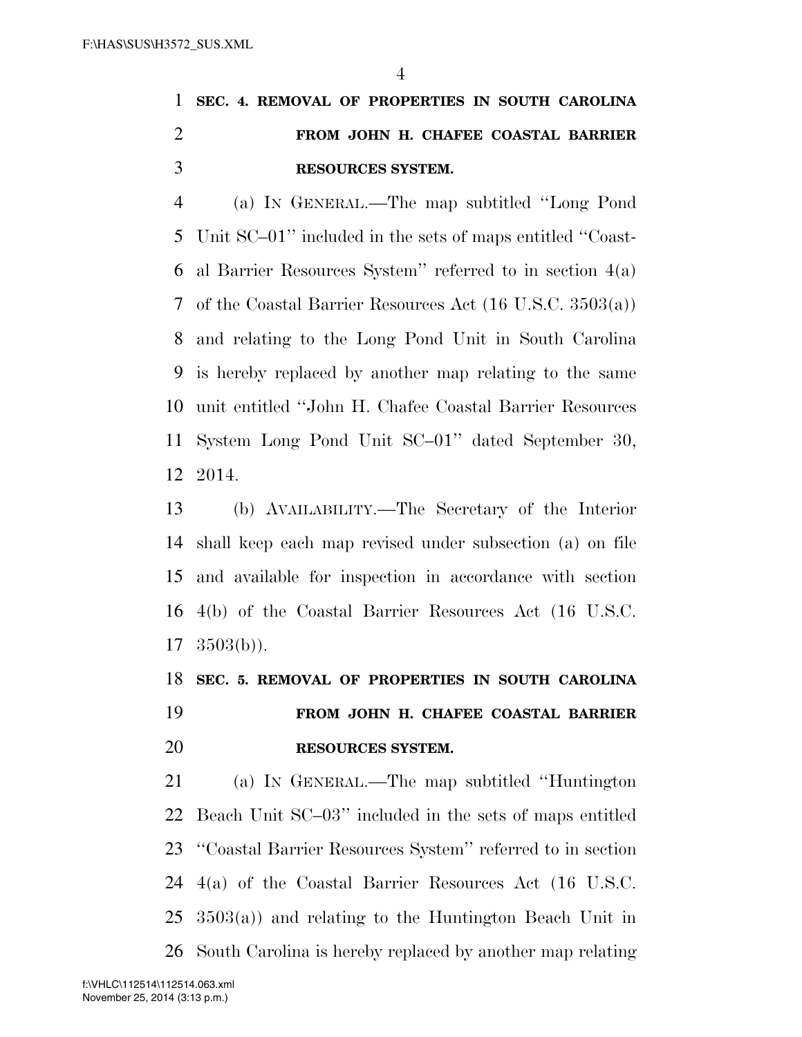**SEC. 4. REMOVAL OF PROPERTIES IN SOUTH CAROLINA FROM JOHN H. CHAFEE COASTAL BARRIER RESOURCES SYSTEM.**

(a) IN GENERAL.—The map subtitled ''Long Pond Unit SC–01'' included in the sets of maps entitled ''Coastal Barrier Resources System'' referred to in section 4(a) of the Coastal Barrier Resources Act (16 U.S.C. 3503(a)) and relating to the Long Pond Unit in South Carolina is hereby replaced by another map relating to the same unit entitled ''John H. Chafee Coastal Barrier Resources System Long Pond Unit SC–01'' dated September 30, 2014.

(b) AVAILABILITY.—The Secretary of the Interior shall keep each map revised under subsection (a) on file and available for inspection in accordance with section 4(b) of the Coastal Barrier Resources Act (16 U.S.C. 3503(b)).

**SEC. 5. REMOVAL OF PROPERTIES IN SOUTH CAROLINA FROM JOHN H. CHAFEE COASTAL BARRIER RESOURCES SYSTEM.**

(a) IN GENERAL.—The map subtitled ''Huntington Beach Unit SC–03'' included in the sets of maps entitled ''Coastal Barrier Resources System'' referred to in section 4(a) of the Coastal Barrier Resources Act (16 U.S.C. 3503(a)) and relating to the Huntington Beach Unit in South Carolina is hereby replaced by another map relating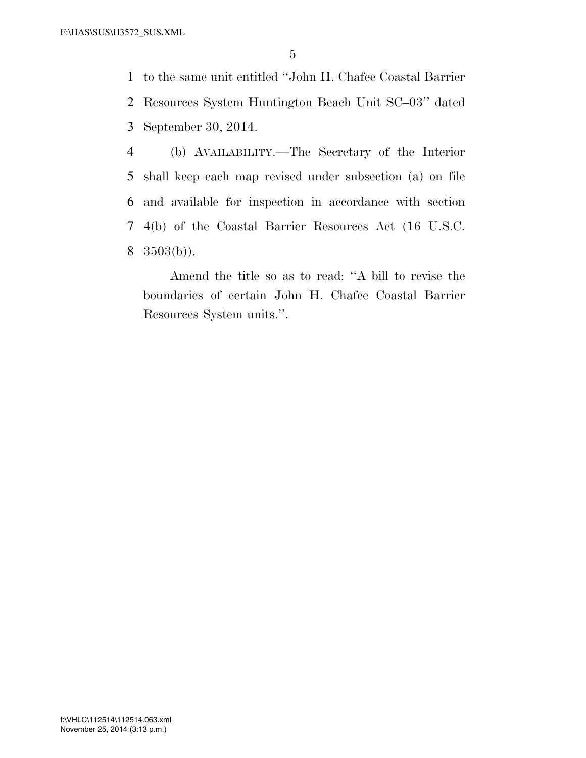to the same unit entitled "John H. Chafee Coastal Barrier Resources System Huntington Beach Unit SC–03" dated September 30, 2014.

(b) AVAILABILITY.—The Secretary of the Interior shall keep each map revised under subsection (a) on file and available for inspection in accordance with section 4(b) of the Coastal Barrier Resources Act (16 U.S.C. 3503(b)).

Amend the title so as to read: "A bill to revise the boundaries of certain John H. Chafee Coastal Barrier Resources System units.".